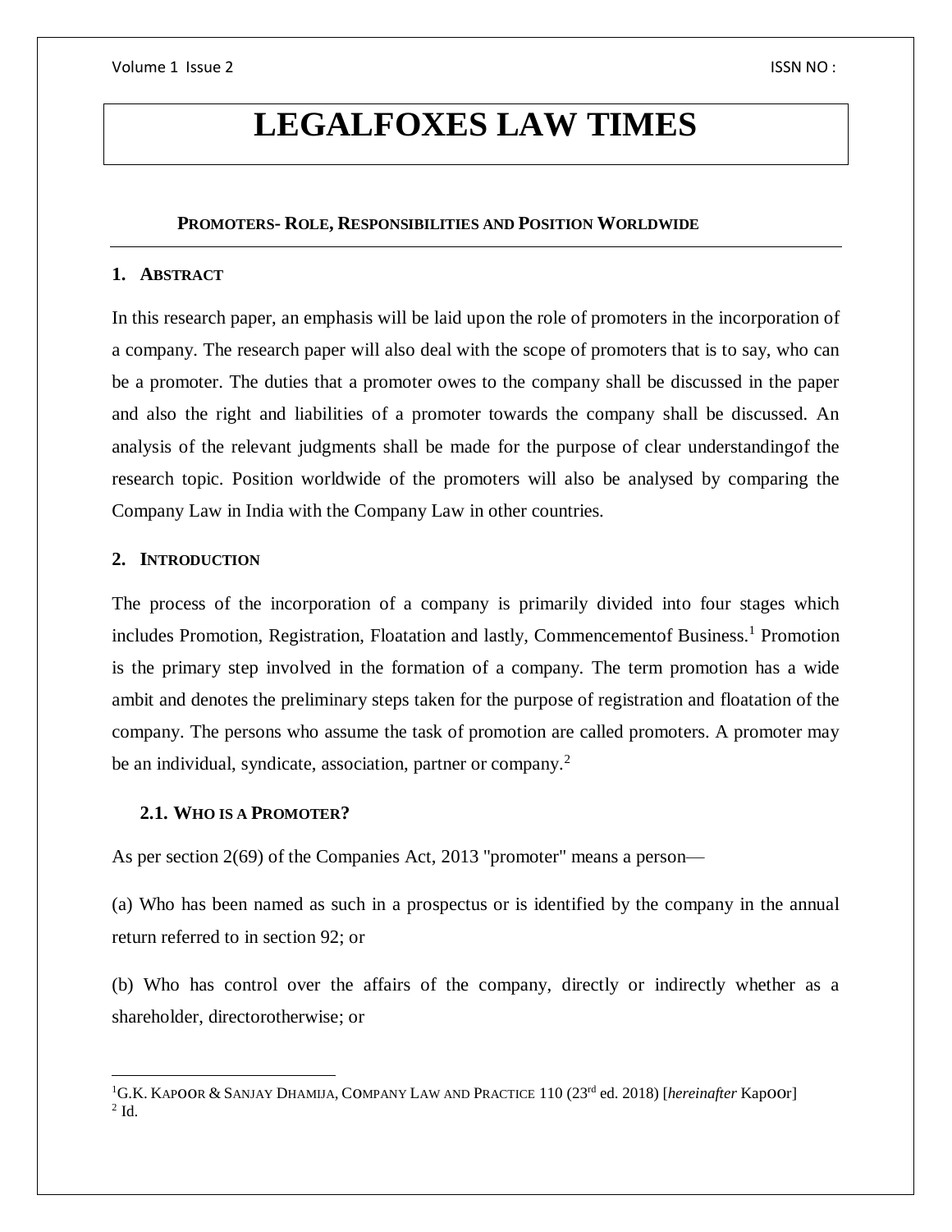# LEGALFOXES LAW TIMES

## PROMOTERS- ROLE, RESPONSIBILITIES AND POSITION WORLDWIDE

### 1. ABSTRACT

In this research paper, an emphasis will be laid upon the role of promoters in the incorporation of a company. The research paper will also deal with the scope of promoters that is to say, who can be a promoter. The duties that a promoter owes to the company shall be discussed in the paper and also the right and liabilities of a promoter towards the company shall be discussed. An analysis of the relevant judgments shall be made for the purpose of clear understandingof the research topic. Position worldwide of the promoters will also be analysed by comparing the Company Law in India with the Company Law in other countries.

### 2. INTRODUCTION

The process of the incorporation of a company is primarily divided into four stages which includes Promotion, Registration, Floatation and lastly, Commencementof Business.[1] Promotion is the primary step involved in the formation of a company. The term promotion has a wide ambit and denotes the preliminary steps taken for the purpose of registration and floatation of the company. The persons who assume the task of promotion are called promoters. A promoter may be an individual, syndicate, association, partner or company.[2]

#### 2.1. WHO IS A PROMOTER?

As per section 2(69) of the Companies Act, 2013 "promoter" means a person—

(a) Who has been named as such in a prospectus or is identified by the company in the annual return referred to in section 92; or

(b) Who has control over the affairs of the company, directly or indirectly whether as a shareholder, directorotherwise; or

---

[1] G.K. KAPOOR & SANJAY DHAMIJA, COMPANY LAW AND PRACTICE 110 (23rd ed. 2018) [*hereinafter* Kapoor]

[2] Id.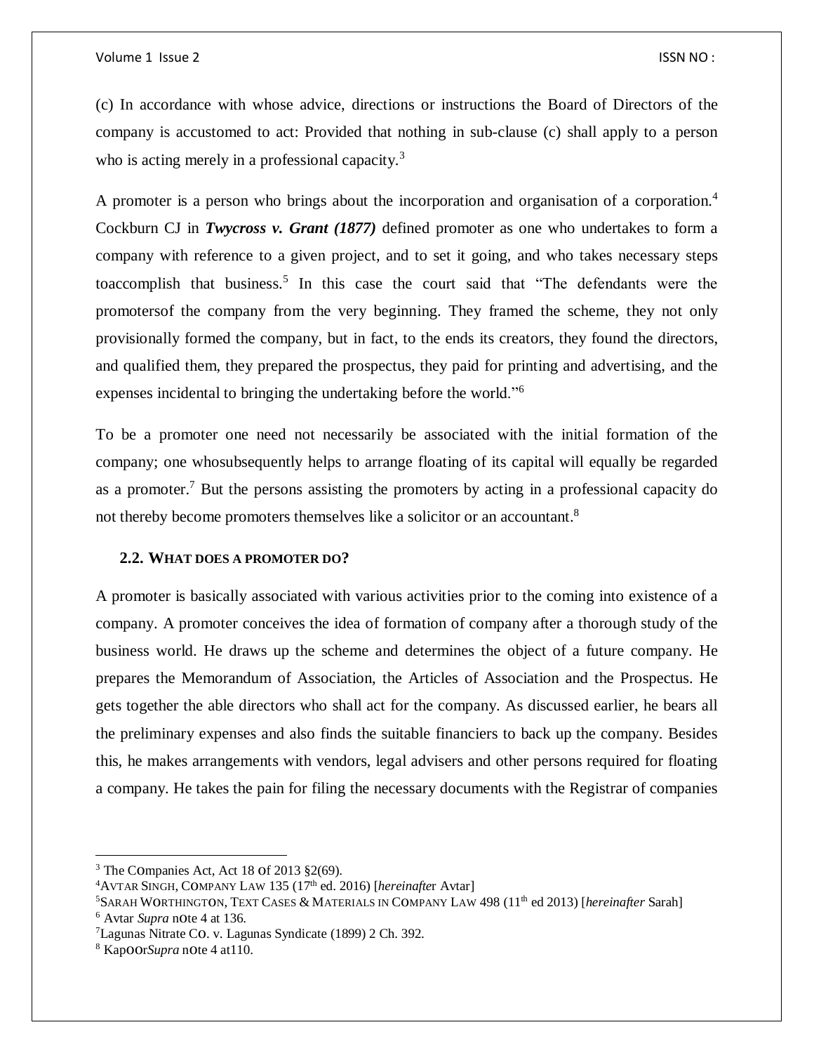(c) In accordance with whose advice, directions or instructions the Board of Directors of the company is accustomed to act: Provided that nothing in sub-clause (c) shall apply to a person who is acting merely in a professional capacity.[3]

A promoter is a person who brings about the incorporation and organisation of a corporation.[4] Cockburn CJ in ***Twycross v. Grant (1877)*** defined promoter as one who undertakes to form a company with reference to a given project, and to set it going, and who takes necessary steps toaccomplish that business.[5] In this case the court said that "The defendants were the promotersof the company from the very beginning. They framed the scheme, they not only provisionally formed the company, but in fact, to the ends its creators, they found the directors, and qualified them, they prepared the prospectus, they paid for printing and advertising, and the expenses incidental to bringing the undertaking before the world."[6]

To be a promoter one need not necessarily be associated with the initial formation of the company; one whosubsequently helps to arrange floating of its capital will equally be regarded as a promoter.[7] But the persons assisting the promoters by acting in a professional capacity do not thereby become promoters themselves like a solicitor or an accountant.[8]

### 2.2. WHAT DOES A PROMOTER DO?

A promoter is basically associated with various activities prior to the coming into existence of a company. A promoter conceives the idea of formation of company after a thorough study of the business world. He draws up the scheme and determines the object of a future company. He prepares the Memorandum of Association, the Articles of Association and the Prospectus. He gets together the able directors who shall act for the company. As discussed earlier, he bears all the preliminary expenses and also finds the suitable financiers to back up the company. Besides this, he makes arrangements with vendors, legal advisers and other persons required for floating a company. He takes the pain for filing the necessary documents with the Registrar of companies

---

[3] The Companies Act, Act 18 of 2013 §2(69).

[4] AVTAR SINGH, COMPANY LAW 135 (17th ed. 2016) [*hereinafter* Avtar]

[5] SARAH WORTHINGTON, TEXT CASES & MATERIALS IN COMPANY LAW 498 (11th ed 2013) [*hereinafter* Sarah]

[6] Avtar *Supra* note 4 at 136.

[7] Lagunas Nitrate Co. v. Lagunas Syndicate (1899) 2 Ch. 392.

[8] Kapoor*Supra* note 4 at110.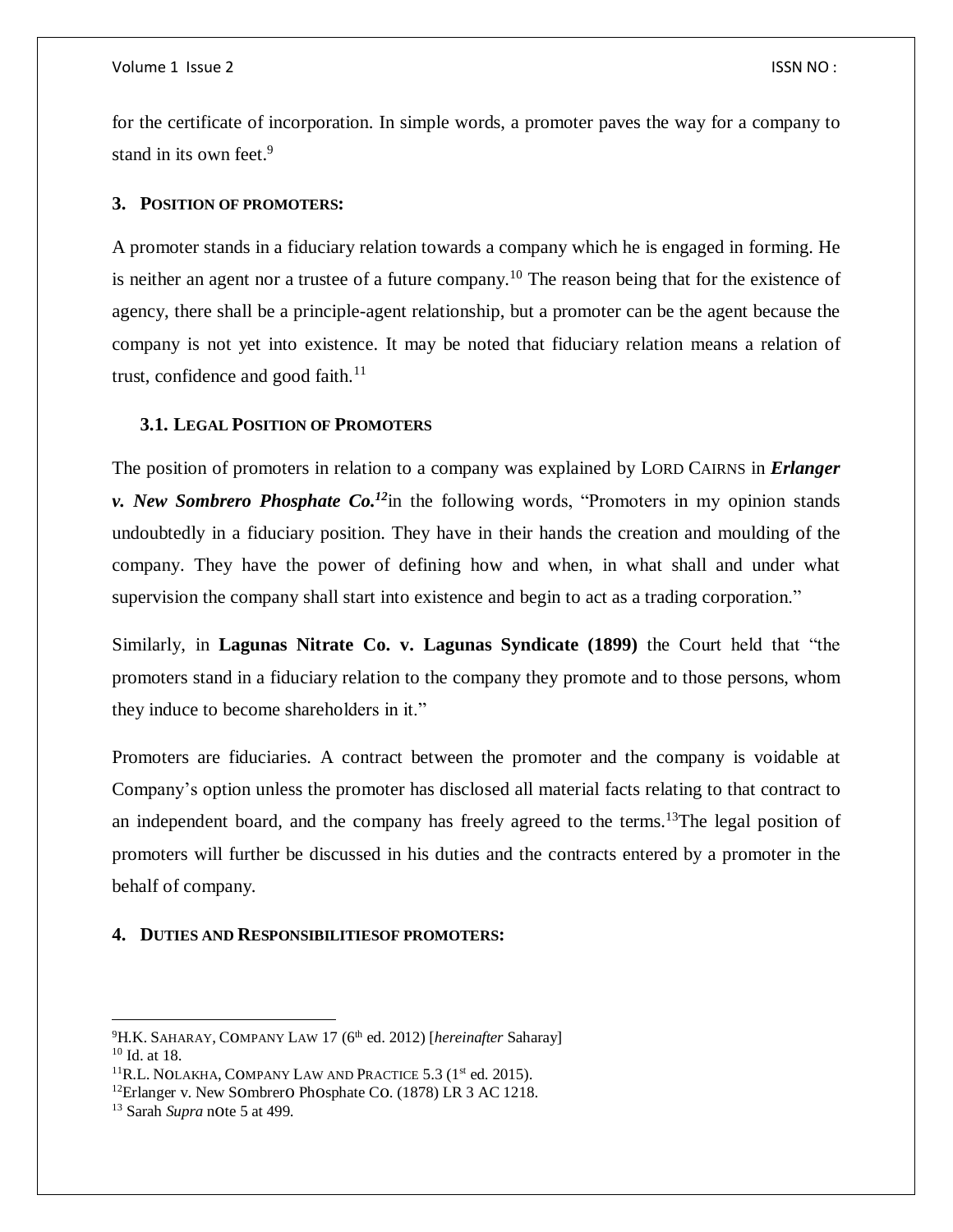for the certificate of incorporation. In simple words, a promoter paves the way for a company to stand in its own feet.[9]

## 3. POSITION OF PROMOTERS:

A promoter stands in a fiduciary relation towards a company which he is engaged in forming. He is neither an agent nor a trustee of a future company.[10] The reason being that for the existence of agency, there shall be a principle-agent relationship, but a promoter can be the agent because the company is not yet into existence. It may be noted that fiduciary relation means a relation of trust, confidence and good faith.[11]

### 3.1. LEGAL POSITION OF PROMOTERS

The position of promoters in relation to a company was explained by LORD CAIRNS in ***Erlanger v. New Sombrero Phosphate Co.***[12]in the following words, "Promoters in my opinion stands undoubtedly in a fiduciary position. They have in their hands the creation and moulding of the company. They have the power of defining how and when, in what shall and under what supervision the company shall start into existence and begin to act as a trading corporation."

Similarly, in **Lagunas Nitrate Co. v. Lagunas Syndicate (1899)** the Court held that "the promoters stand in a fiduciary relation to the company they promote and to those persons, whom they induce to become shareholders in it."

Promoters are fiduciaries. A contract between the promoter and the company is voidable at Company's option unless the promoter has disclosed all material facts relating to that contract to an independent board, and the company has freely agreed to the terms.[13]The legal position of promoters will further be discussed in his duties and the contracts entered by a promoter in the behalf of company.

## 4. DUTIES AND RESPONSIBILITIESOF PROMOTERS:

---

[9]H.K. SAHARAY, COMPANY LAW 17 (6th ed. 2012) [*hereinafter* Saharay]
[10] Id. at 18.
[11]R.L. NOLAKHA, COMPANY LAW AND PRACTICE 5.3 (1st ed. 2015).
[12]Erlanger v. New Sombrero Phosphate Co. (1878) LR 3 AC 1218.
[13] Sarah *Supra* note 5 at 499.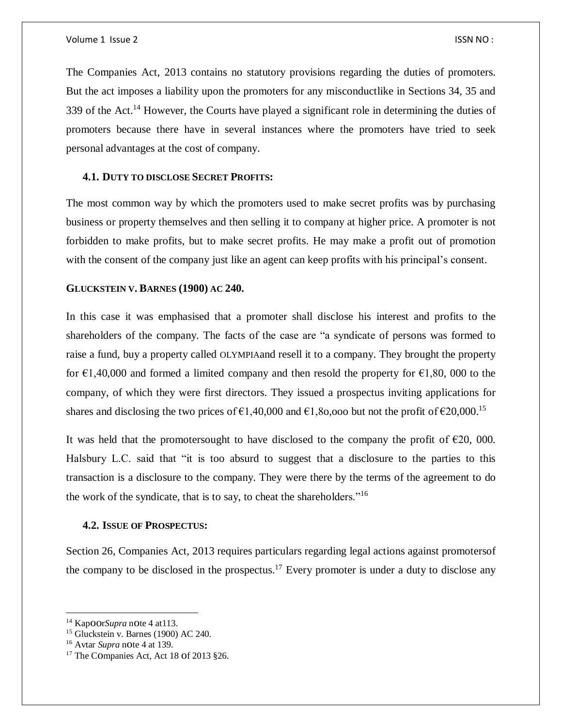The Companies Act, 2013 contains no statutory provisions regarding the duties of promoters. But the act imposes a liability upon the promoters for any misconductlike in Sections 34, 35 and 339 of the Act.[14] However, the Courts have played a significant role in determining the duties of promoters because there have in several instances where the promoters have tried to seek personal advantages at the cost of company.

### 4.1. DUTY TO DISCLOSE SECRET PROFITS:

The most common way by which the promoters used to make secret profits was by purchasing business or property themselves and then selling it to company at higher price. A promoter is not forbidden to make profits, but to make secret profits. He may make a profit out of promotion with the consent of the company just like an agent can keep profits with his principal's consent.

**GLUCKSTEIN V. BARNES (1900) AC 240.**

In this case it was emphasised that a promoter shall disclose his interest and profits to the shareholders of the company. The facts of the case are "a syndicate of persons was formed to raise a fund, buy a property called OLYMPIAand resell it to a company. They brought the property for €1,40,000 and formed a limited company and then resold the property for €1,80, 000 to the company, of which they were first directors. They issued a prospectus inviting applications for shares and disclosing the two prices of €1,40,000 and €1,8o,ooo but not the profit of €20,000.[15]

It was held that the promotersought to have disclosed to the company the profit of €20, 000. Halsbury L.C. said that "it is too absurd to suggest that a disclosure to the parties to this transaction is a disclosure to the company. They were there by the terms of the agreement to do the work of the syndicate, that is to say, to cheat the shareholders."[16]

### 4.2. ISSUE OF PROSPECTUS:

Section 26, Companies Act, 2013 requires particulars regarding legal actions against promotersof the company to be disclosed in the prospectus.[17] Every promoter is under a duty to disclose any

---

[14] KapoorSupra note 4 at113.

[15] Gluckstein v. Barnes (1900) AC 240.

[16] Avtar *Supra* note 4 at 139.

[17] The Companies Act, Act 18 of 2013 §26.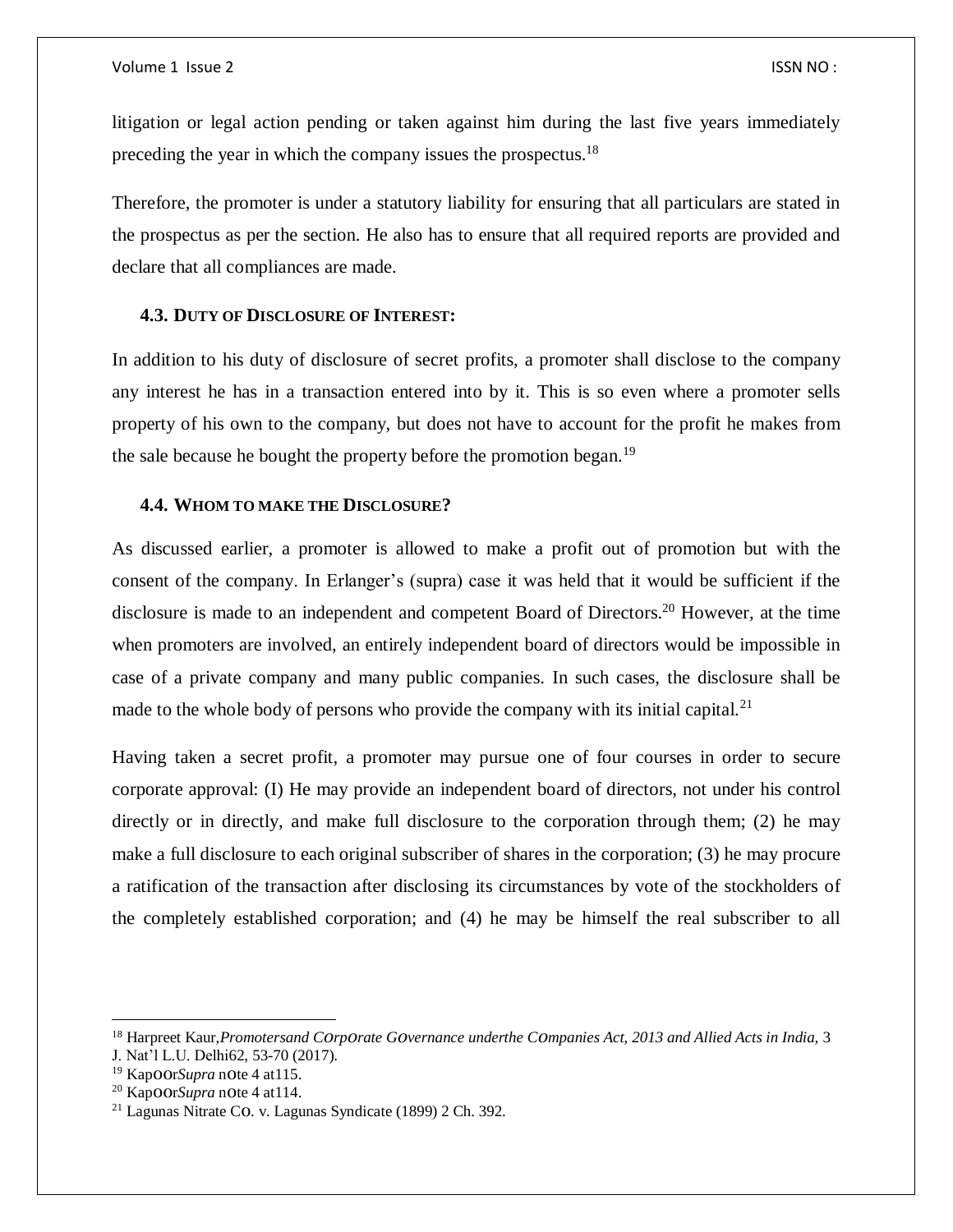litigation or legal action pending or taken against him during the last five years immediately preceding the year in which the company issues the prospectus.[18]

Therefore, the promoter is under a statutory liability for ensuring that all particulars are stated in the prospectus as per the section. He also has to ensure that all required reports are provided and declare that all compliances are made.

### 4.3. DUTY OF DISCLOSURE OF INTEREST:

In addition to his duty of disclosure of secret profits, a promoter shall disclose to the company any interest he has in a transaction entered into by it. This is so even where a promoter sells property of his own to the company, but does not have to account for the profit he makes from the sale because he bought the property before the promotion began.[19]

### 4.4. WHOM TO MAKE THE DISCLOSURE?

As discussed earlier, a promoter is allowed to make a profit out of promotion but with the consent of the company. In Erlanger's (supra) case it was held that it would be sufficient if the disclosure is made to an independent and competent Board of Directors.[20] However, at the time when promoters are involved, an entirely independent board of directors would be impossible in case of a private company and many public companies. In such cases, the disclosure shall be made to the whole body of persons who provide the company with its initial capital.[21]

Having taken a secret profit, a promoter may pursue one of four courses in order to secure corporate approval: (I) He may provide an independent board of directors, not under his control directly or in directly, and make full disclosure to the corporation through them; (2) he may make a full disclosure to each original subscriber of shares in the corporation; (3) he may procure a ratification of the transaction after disclosing its circumstances by vote of the stockholders of the completely established corporation; and (4) he may be himself the real subscriber to all

---

[18] Harpreet Kaur,*Promotersand COrpOrate GOvernance underthe COmpanies Act, 2013 and Allied Acts in India,* 3 J. Nat'l L.U. Delhi62, 53-70 (2017).

[19] KapOOr*Supra* nOte 4 at115.

[20] KapOOr*Supra* nOte 4 at114.

[21] Lagunas Nitrate CO. v. Lagunas Syndicate (1899) 2 Ch. 392.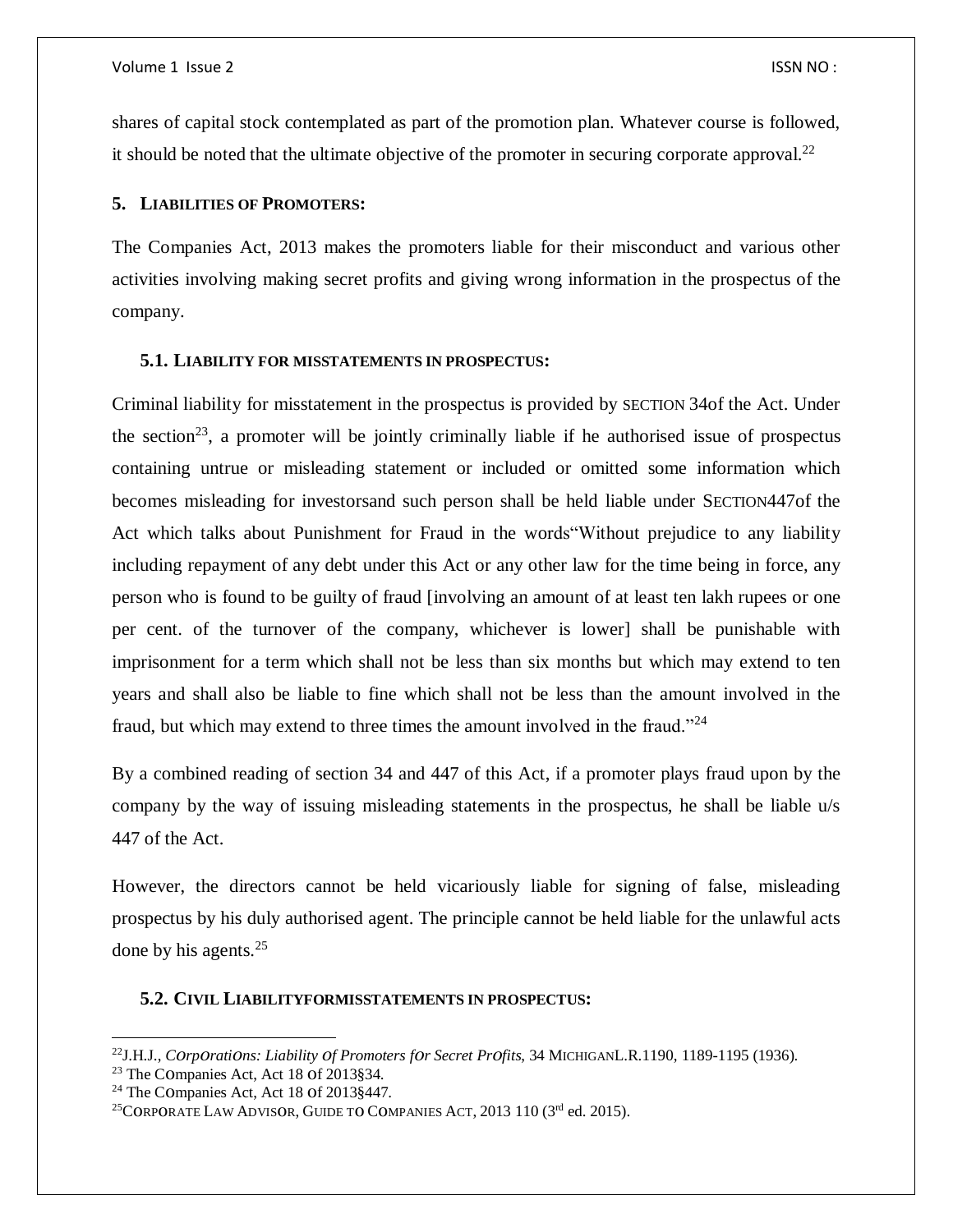shares of capital stock contemplated as part of the promotion plan. Whatever course is followed, it should be noted that the ultimate objective of the promoter in securing corporate approval.[22]

## 5. LIABILITIES OF PROMOTERS:

The Companies Act, 2013 makes the promoters liable for their misconduct and various other activities involving making secret profits and giving wrong information in the prospectus of the company.

### 5.1. LIABILITY FOR MISSTATEMENTS IN PROSPECTUS:

Criminal liability for misstatement in the prospectus is provided by SECTION 34of the Act. Under the section[23], a promoter will be jointly criminally liable if he authorised issue of prospectus containing untrue or misleading statement or included or omitted some information which becomes misleading for investorsand such person shall be held liable under SECTION447of the Act which talks about Punishment for Fraud in the words"Without prejudice to any liability including repayment of any debt under this Act or any other law for the time being in force, any person who is found to be guilty of fraud [involving an amount of at least ten lakh rupees or one per cent. of the turnover of the company, whichever is lower] shall be punishable with imprisonment for a term which shall not be less than six months but which may extend to ten years and shall also be liable to fine which shall not be less than the amount involved in the fraud, but which may extend to three times the amount involved in the fraud."[24]

By a combined reading of section 34 and 447 of this Act, if a promoter plays fraud upon by the company by the way of issuing misleading statements in the prospectus, he shall be liable u/s 447 of the Act.

However, the directors cannot be held vicariously liable for signing of false, misleading prospectus by his duly authorised agent. The principle cannot be held liable for the unlawful acts done by his agents.[25]

### 5.2. CIVIL LIABILITYFORMISSTATEMENTS IN PROSPECTUS:

---

[22] J.H.J., *Corporations: Liability of Promoters for Secret Profits*, 34 MICHIGANL.R.1190, 1189-1195 (1936).

[23] The Companies Act, Act 18 of 2013§34.

[24] The Companies Act, Act 18 of 2013§447.

[25] CORPORATE LAW ADVISOR, GUIDE TO COMPANIES ACT, 2013 110 (3rd ed. 2015).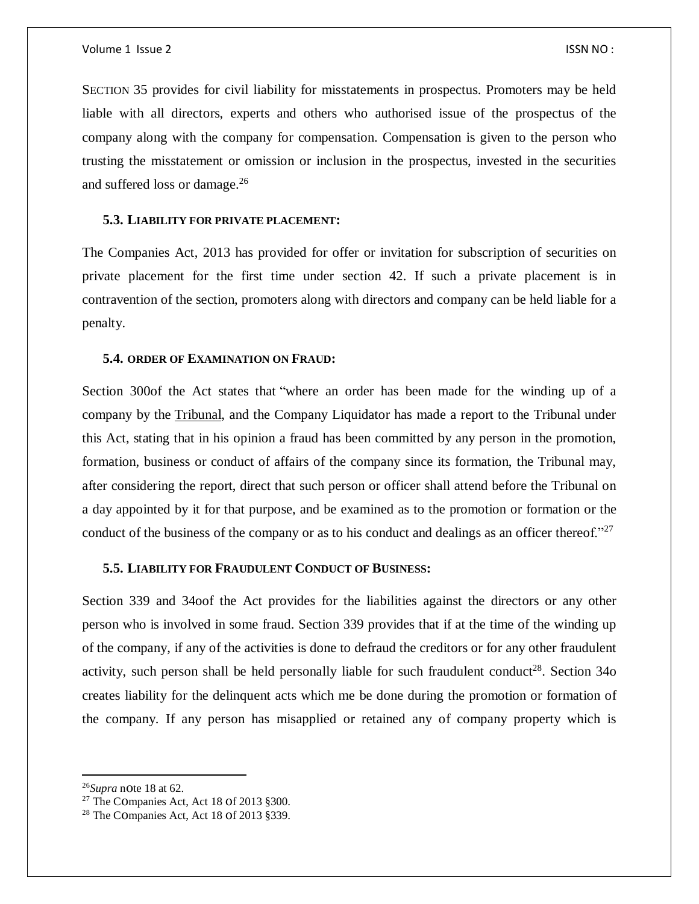SECTION 35 provides for civil liability for misstatements in prospectus. Promoters may be held liable with all directors, experts and others who authorised issue of the prospectus of the company along with the company for compensation. Compensation is given to the person who trusting the misstatement or omission or inclusion in the prospectus, invested in the securities and suffered loss or damage.[26]

### 5.3. LIABILITY FOR PRIVATE PLACEMENT:

The Companies Act, 2013 has provided for offer or invitation for subscription of securities on private placement for the first time under section 42. If such a private placement is in contravention of the section, promoters along with directors and company can be held liable for a penalty.

### 5.4. ORDER OF EXAMINATION ON FRAUD:

Section 300of the Act states that "where an order has been made for the winding up of a company by the Tribunal, and the Company Liquidator has made a report to the Tribunal under this Act, stating that in his opinion a fraud has been committed by any person in the promotion, formation, business or conduct of affairs of the company since its formation, the Tribunal may, after considering the report, direct that such person or officer shall attend before the Tribunal on a day appointed by it for that purpose, and be examined as to the promotion or formation or the conduct of the business of the company or as to his conduct and dealings as an officer thereof."[27]

### 5.5. LIABILITY FOR FRAUDULENT CONDUCT OF BUSINESS:

Section 339 and 34oof the Act provides for the liabilities against the directors or any other person who is involved in some fraud. Section 339 provides that if at the time of the winding up of the company, if any of the activities is done to defraud the creditors or for any other fraudulent activity, such person shall be held personally liable for such fraudulent conduct[28]. Section 34o creates liability for the delinquent acts which me be done during the promotion or formation of the company. If any person has misapplied or retained any of company property which is

---

[26] *Supra* note 18 at 62.

[27] The Companies Act, Act 18 of 2013 §300.

[28] The Companies Act, Act 18 of 2013 §339.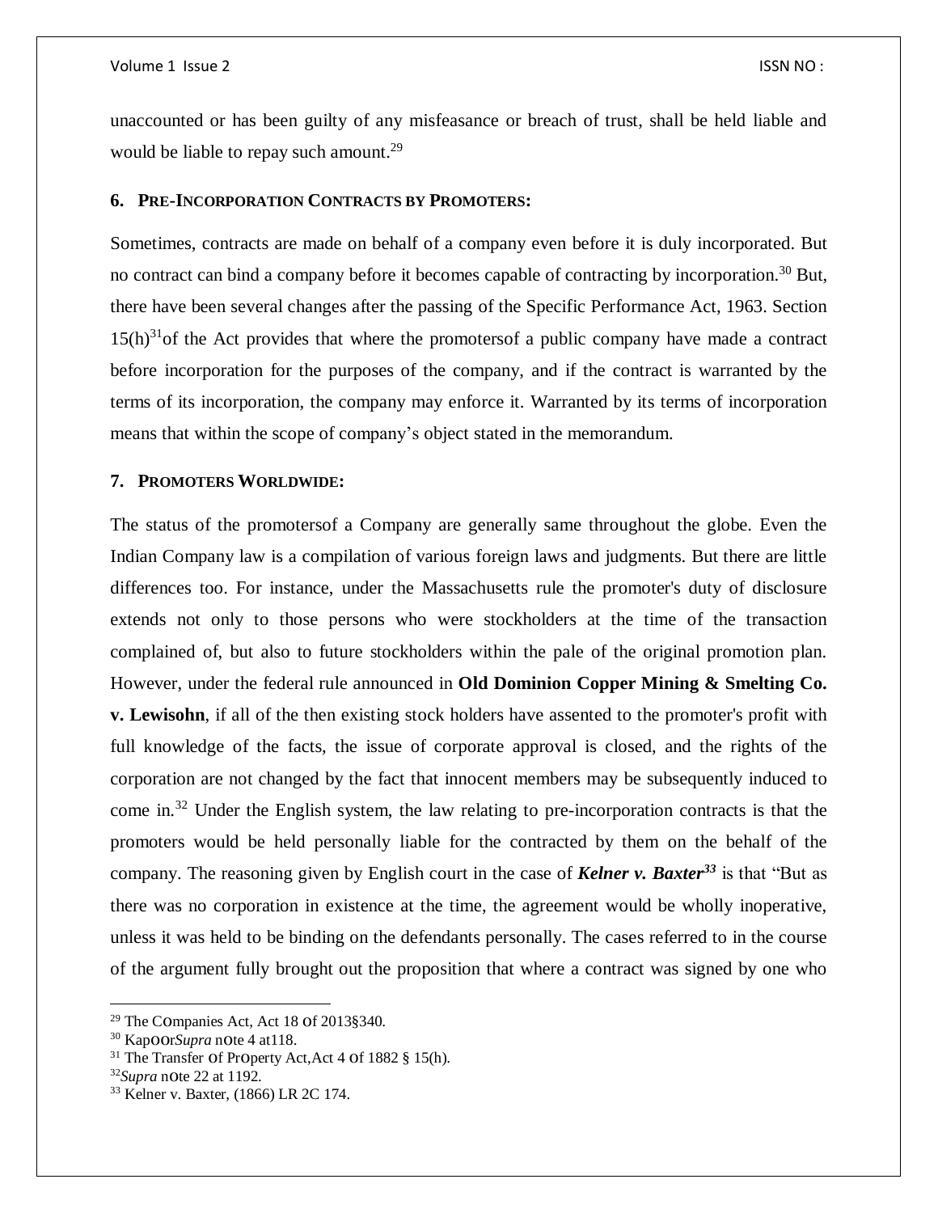unaccounted or has been guilty of any misfeasance or breach of trust, shall be held liable and would be liable to repay such amount.[29]

### 6. PRE-INCORPORATION CONTRACTS BY PROMOTERS:

Sometimes, contracts are made on behalf of a company even before it is duly incorporated. But no contract can bind a company before it becomes capable of contracting by incorporation.[30] But, there have been several changes after the passing of the Specific Performance Act, 1963. Section 15(h)[31]of the Act provides that where the promotersof a public company have made a contract before incorporation for the purposes of the company, and if the contract is warranted by the terms of its incorporation, the company may enforce it. Warranted by its terms of incorporation means that within the scope of company's object stated in the memorandum.

### 7. PROMOTERS WORLDWIDE:

The status of the promotersof a Company are generally same throughout the globe. Even the Indian Company law is a compilation of various foreign laws and judgments. But there are little differences too. For instance, under the Massachusetts rule the promoter's duty of disclosure extends not only to those persons who were stockholders at the time of the transaction complained of, but also to future stockholders within the pale of the original promotion plan. However, under the federal rule announced in **Old Dominion Copper Mining & Smelting Co. v. Lewisohn**, if all of the then existing stock holders have assented to the promoter's profit with full knowledge of the facts, the issue of corporate approval is closed, and the rights of the corporation are not changed by the fact that innocent members may be subsequently induced to come in.[32] Under the English system, the law relating to pre-incorporation contracts is that the promoters would be held personally liable for the contracted by them on the behalf of the company. The reasoning given by English court in the case of ***Kelner v. Baxter***[33] is that "But as there was no corporation in existence at the time, the agreement would be wholly inoperative, unless it was held to be binding on the defendants personally. The cases referred to in the course of the argument fully brought out the proposition that where a contract was signed by one who

---

[29] The Companies Act, Act 18 of 2013§340.

[30] Kapoor*Supra* note 4 at118.

[31] The Transfer of Property Act,Act 4 of 1882 § 15(h).

[32]*Supra* note 22 at 1192.

[33] Kelner v. Baxter, (1866) LR 2C 174.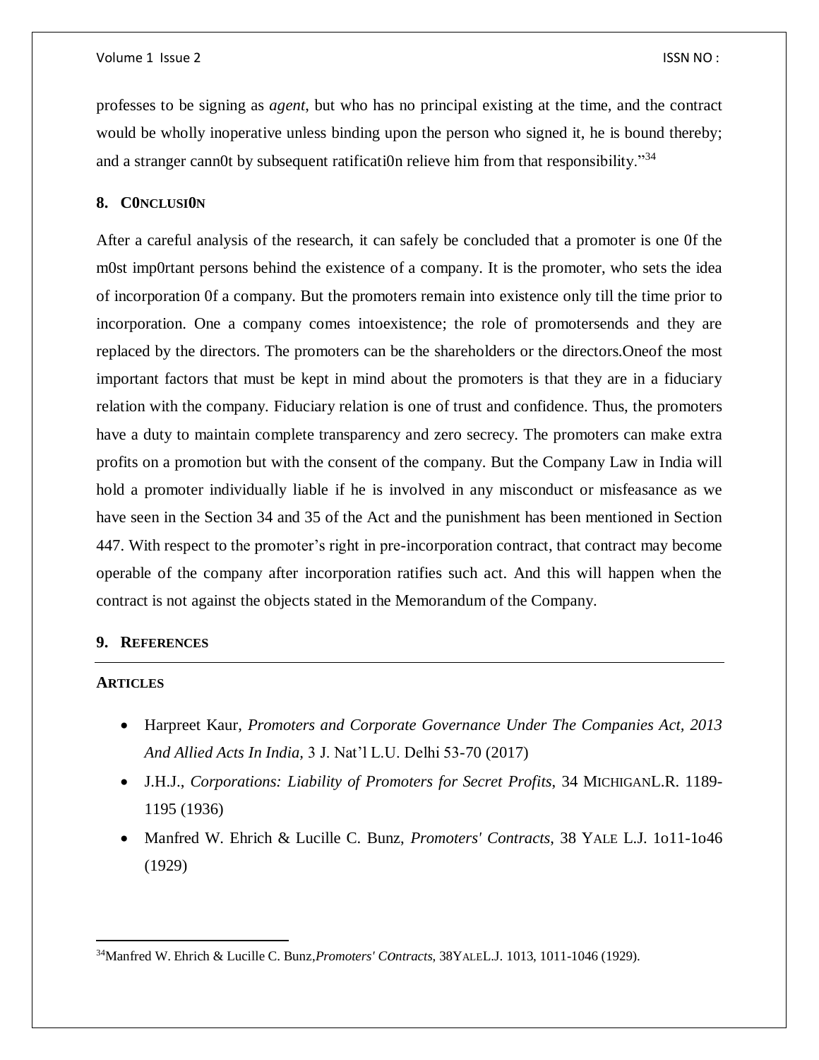professes to be signing as *agent*, but who has no principal existing at the time, and the contract would be wholly inoperative unless binding upon the person who signed it, he is bound thereby; and a stranger cann0t by subsequent ratificati0n relieve him from that responsibility."[34]

## 8. C0NCLUSI0N

After a careful analysis of the research, it can safely be concluded that a promoter is one 0f the m0st imp0rtant persons behind the existence of a company. It is the promoter, who sets the idea of incorporation 0f a company. But the promoters remain into existence only till the time prior to incorporation. One a company comes intoexistence; the role of promotersends and they are replaced by the directors. The promoters can be the shareholders or the directors.Oneof the most important factors that must be kept in mind about the promoters is that they are in a fiduciary relation with the company. Fiduciary relation is one of trust and confidence. Thus, the promoters have a duty to maintain complete transparency and zero secrecy. The promoters can make extra profits on a promotion but with the consent of the company. But the Company Law in India will hold a promoter individually liable if he is involved in any misconduct or misfeasance as we have seen in the Section 34 and 35 of the Act and the punishment has been mentioned in Section 447. With respect to the promoter's right in pre-incorporation contract, that contract may become operable of the company after incorporation ratifies such act. And this will happen when the contract is not against the objects stated in the Memorandum of the Company.

## 9. REFERENCES

### ARTICLES

- Harpreet Kaur, *Promoters and Corporate Governance Under The Companies Act, 2013 And Allied Acts In India*, 3 J. Nat'l L.U. Delhi 53-70 (2017)
- J.H.J., *Corporations: Liability of Promoters for Secret Profits*, 34 MICHIGANL.R. 1189-1195 (1936)
- Manfred W. Ehrich & Lucille C. Bunz, *Promoters' Contracts*, 38 YALE L.J. 1o11-1o46 (1929)

[34]Manfred W. Ehrich & Lucille C. Bunz,*Promoters' COntracts*, 38YALEL.J. 1013, 1011-1046 (1929).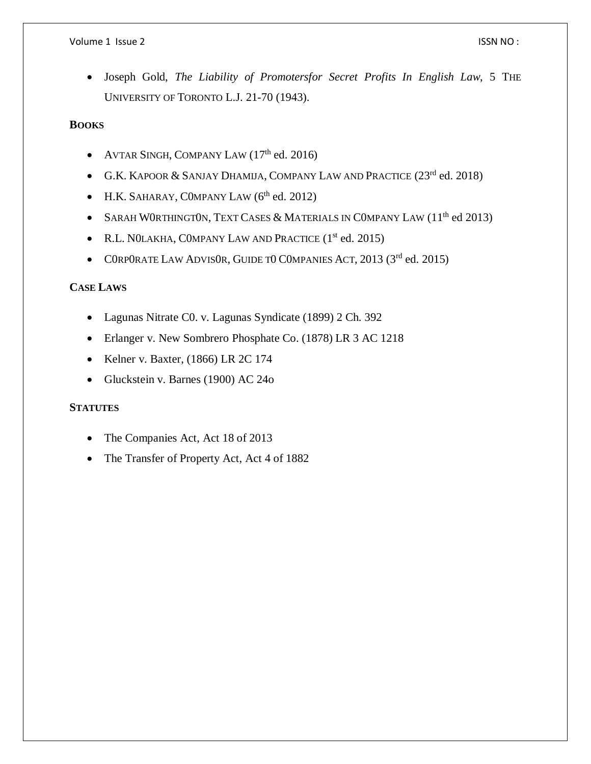- Joseph Gold, *The Liability of Promotersfor Secret Profits In English Law*, 5 THE UNIVERSITY OF TORONTO L.J. 21-70 (1943).

**BOOKS**

- AVTAR SINGH, COMPANY LAW (17th ed. 2016)
- G.K. KAPOOR & SANJAY DHAMIJA, COMPANY LAW AND PRACTICE (23rd ed. 2018)
- H.K. SAHARAY, C0MPANY LAW (6th ed. 2012)
- SARAH W0RTHINGT0N, TEXT CASES & MATERIALS IN C0MPANY LAW (11th ed 2013)
- R.L. N0LAKHA, C0MPANY LAW AND PRACTICE (1st ed. 2015)
- C0RP0RATE LAW ADVIS0R, GUIDE T0 C0MPANIES ACT, 2013 (3rd ed. 2015)

**CASE LAWS**

- Lagunas Nitrate C0. v. Lagunas Syndicate (1899) 2 Ch. 392
- Erlanger v. New Sombrero Phosphate Co. (1878) LR 3 AC 1218
- Kelner v. Baxter, (1866) LR 2C 174
- Gluckstein v. Barnes (1900) AC 24o

**STATUTES**

- The Companies Act, Act 18 of 2013
- The Transfer of Property Act, Act 4 of 1882